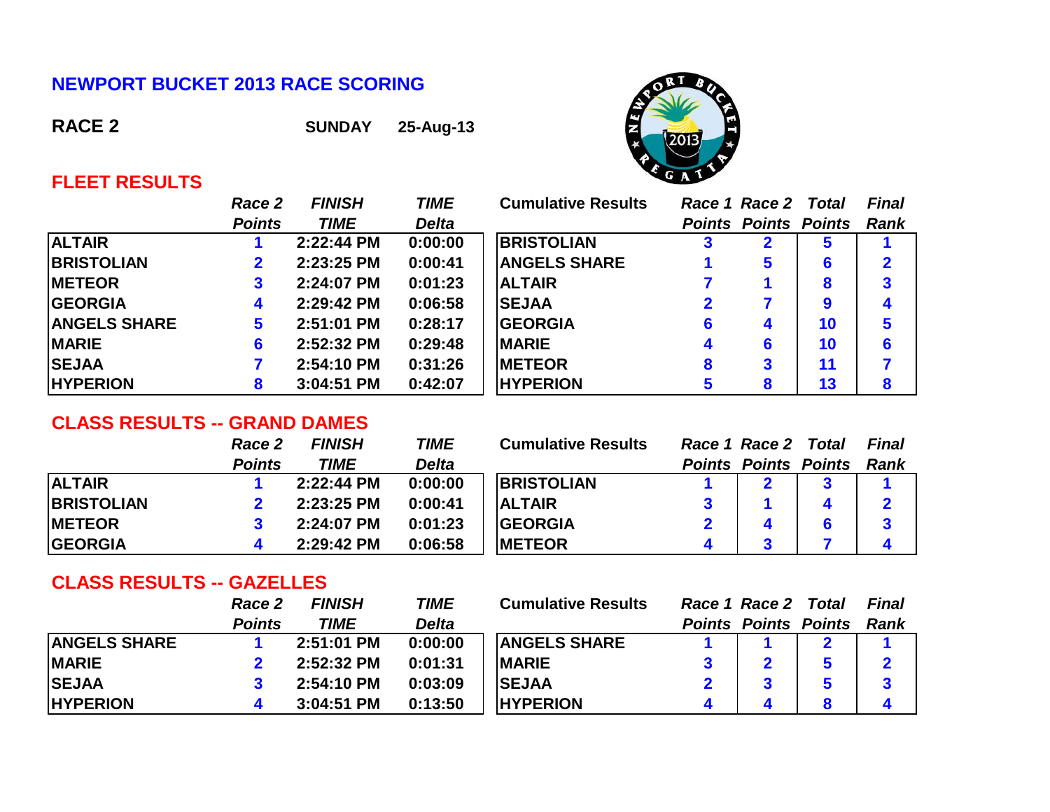# NEWPORT BUCKET 2013 RACE SCORING

**RACE 2** **SUNDAY** **25-Aug-13**

## FLEET RESULTS

| | *Race 2 Points* | *FINISH TIME* | *TIME Delta* |
|---|---|---|---|
| ALTAIR | 1 | 2:22:44 PM | 0:00:00 |
| BRISTOLIAN | 2 | 2:23:25 PM | 0:00:41 |
| METEOR | 3 | 2:24:07 PM | 0:01:23 |
| GEORGIA | 4 | 2:29:42 PM | 0:06:58 |
| ANGELS SHARE | 5 | 2:51:01 PM | 0:28:17 |
| MARIE | 6 | 2:52:32 PM | 0:29:48 |
| SEJAA | 7 | 2:54:10 PM | 0:31:26 |
| HYPERION | 8 | 3:04:51 PM | 0:42:07 |

| Cumulative Results | *Race 1 Points* | *Race 2 Points* | *Total Points* | *Final Rank* |
|---|---|---|---|---|
| BRISTOLIAN | 3 | 2 | 5 | 1 |
| ANGELS SHARE | 1 | 5 | 6 | 2 |
| ALTAIR | 7 | 1 | 8 | 3 |
| SEJAA | 2 | 7 | 9 | 4 |
| GEORGIA | 6 | 4 | 10 | 5 |
| MARIE | 4 | 6 | 10 | 6 |
| METEOR | 8 | 3 | 11 | 7 |
| HYPERION | 5 | 8 | 13 | 8 |

## CLASS RESULTS -- GRAND DAMES

| | *Race 2 Points* | *FINISH TIME* | *TIME Delta* |
|---|---|---|---|
| ALTAIR | 1 | 2:22:44 PM | 0:00:00 |
| BRISTOLIAN | 2 | 2:23:25 PM | 0:00:41 |
| METEOR | 3 | 2:24:07 PM | 0:01:23 |
| GEORGIA | 4 | 2:29:42 PM | 0:06:58 |

| Cumulative Results | *Race 1 Points* | *Race 2 Points* | *Total Points* | *Final Rank* |
|---|---|---|---|---|
| BRISTOLIAN | 1 | 2 | 3 | 1 |
| ALTAIR | 3 | 1 | 4 | 2 |
| GEORGIA | 2 | 4 | 6 | 3 |
| METEOR | 4 | 3 | 7 | 4 |

## CLASS RESULTS -- GAZELLES

| | *Race 2 Points* | *FINISH TIME* | *TIME Delta* |
|---|---|---|---|
| ANGELS SHARE | 1 | 2:51:01 PM | 0:00:00 |
| MARIE | 2 | 2:52:32 PM | 0:01:31 |
| SEJAA | 3 | 2:54:10 PM | 0:03:09 |
| HYPERION | 4 | 3:04:51 PM | 0:13:50 |

| Cumulative Results | *Race 1 Points* | *Race 2 Points* | *Total Points* | *Final Rank* |
|---|---|---|---|---|
| ANGELS SHARE | 1 | 1 | 2 | 1 |
| MARIE | 3 | 2 | 5 | 2 |
| SEJAA | 2 | 3 | 5 | 3 |
| HYPERION | 4 | 4 | 8 | 4 |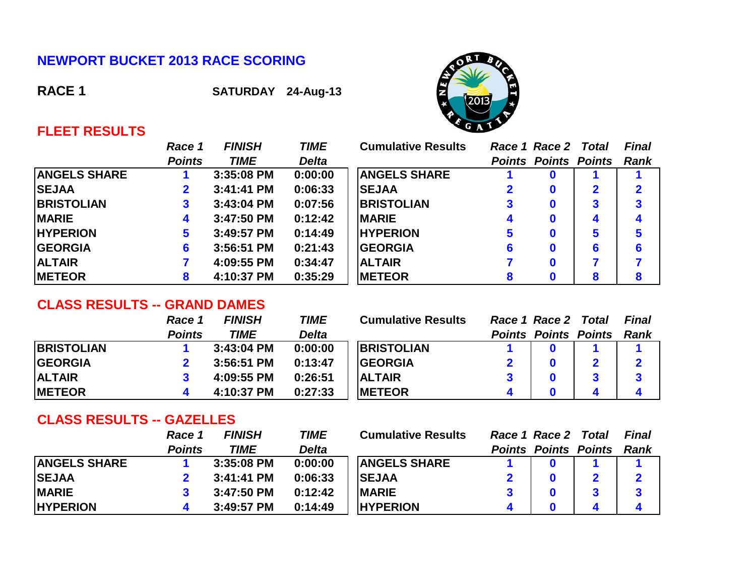## NEWPORT BUCKET 2013 RACE SCORING

**RACE 1** **SATURDAY 24-Aug-13**

### FLEET RESULTS

| | *Race 1 Points* | *FINISH TIME* | *TIME Delta* |
|---|---|---|---|
| ANGELS SHARE | 1 | 3:35:08 PM | 0:00:00 |
| SEJAA | 2 | 3:41:41 PM | 0:06:33 |
| BRISTOLIAN | 3 | 3:43:04 PM | 0:07:56 |
| MARIE | 4 | 3:47:50 PM | 0:12:42 |
| HYPERION | 5 | 3:49:57 PM | 0:14:49 |
| GEORGIA | 6 | 3:56:51 PM | 0:21:43 |
| ALTAIR | 7 | 4:09:55 PM | 0:34:47 |
| METEOR | 8 | 4:10:37 PM | 0:35:29 |

| Cumulative Results | *Race 1 Points* | *Race 2 Points* | *Total Points* | *Final Rank* |
|---|---|---|---|---|
| ANGELS SHARE | 1 | 0 | 1 | 1 |
| SEJAA | 2 | 0 | 2 | 2 |
| BRISTOLIAN | 3 | 0 | 3 | 3 |
| MARIE | 4 | 0 | 4 | 4 |
| HYPERION | 5 | 0 | 5 | 5 |
| GEORGIA | 6 | 0 | 6 | 6 |
| ALTAIR | 7 | 0 | 7 | 7 |
| METEOR | 8 | 0 | 8 | 8 |

### CLASS RESULTS -- GRAND DAMES

| | *Race 1 Points* | *FINISH TIME* | *TIME Delta* |
|---|---|---|---|
| BRISTOLIAN | 1 | 3:43:04 PM | 0:00:00 |
| GEORGIA | 2 | 3:56:51 PM | 0:13:47 |
| ALTAIR | 3 | 4:09:55 PM | 0:26:51 |
| METEOR | 4 | 4:10:37 PM | 0:27:33 |

| Cumulative Results | *Race 1 Points* | *Race 2 Points* | *Total Points* | *Final Rank* |
|---|---|---|---|---|
| BRISTOLIAN | 1 | 0 | 1 | 1 |
| GEORGIA | 2 | 0 | 2 | 2 |
| ALTAIR | 3 | 0 | 3 | 3 |
| METEOR | 4 | 0 | 4 | 4 |

### CLASS RESULTS -- GAZELLES

| | *Race 1 Points* | *FINISH TIME* | *TIME Delta* |
|---|---|---|---|
| ANGELS SHARE | 1 | 3:35:08 PM | 0:00:00 |
| SEJAA | 2 | 3:41:41 PM | 0:06:33 |
| MARIE | 3 | 3:47:50 PM | 0:12:42 |
| HYPERION | 4 | 3:49:57 PM | 0:14:49 |

| Cumulative Results | *Race 1 Points* | *Race 2 Points* | *Total Points* | *Final Rank* |
|---|---|---|---|---|
| ANGELS SHARE | 1 | 0 | 1 | 1 |
| SEJAA | 2 | 0 | 2 | 2 |
| MARIE | 3 | 0 | 3 | 3 |
| HYPERION | 4 | 0 | 4 | 4 |